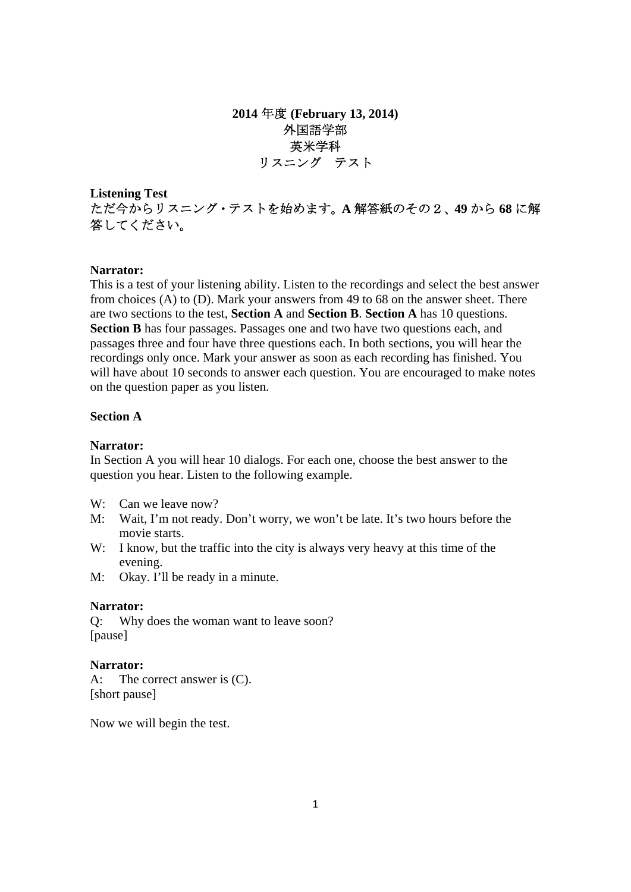# 2014 年度 (February 13, 2014)
# 外国語学部
# 英米学科
# リスニング　テスト

**Listening Test**

ただ今からリスニング・テストを始めます。**A** 解答紙のその２、**49** から **68** に解答してください。

**Narrator:**
This is a test of your listening ability. Listen to the recordings and select the best answer from choices (A) to (D). Mark your answers from 49 to 68 on the answer sheet. There are two sections to the test, **Section A** and **Section B**. **Section A** has 10 questions. **Section B** has four passages. Passages one and two have two questions each, and passages three and four have three questions each. In both sections, you will hear the recordings only once. Mark your answer as soon as each recording has finished. You will have about 10 seconds to answer each question. You are encouraged to make notes on the question paper as you listen.

**Section A**

**Narrator:**
In Section A you will hear 10 dialogs. For each one, choose the best answer to the question you hear. Listen to the following example.

W: Can we leave now?
M: Wait, I'm not ready. Don't worry, we won't be late. It's two hours before the movie starts.
W: I know, but the traffic into the city is always very heavy at this time of the evening.
M: Okay. I'll be ready in a minute.

**Narrator:**
Q: Why does the woman want to leave soon?
[pause]

**Narrator:**
A: The correct answer is (C).
[short pause]

Now we will begin the test.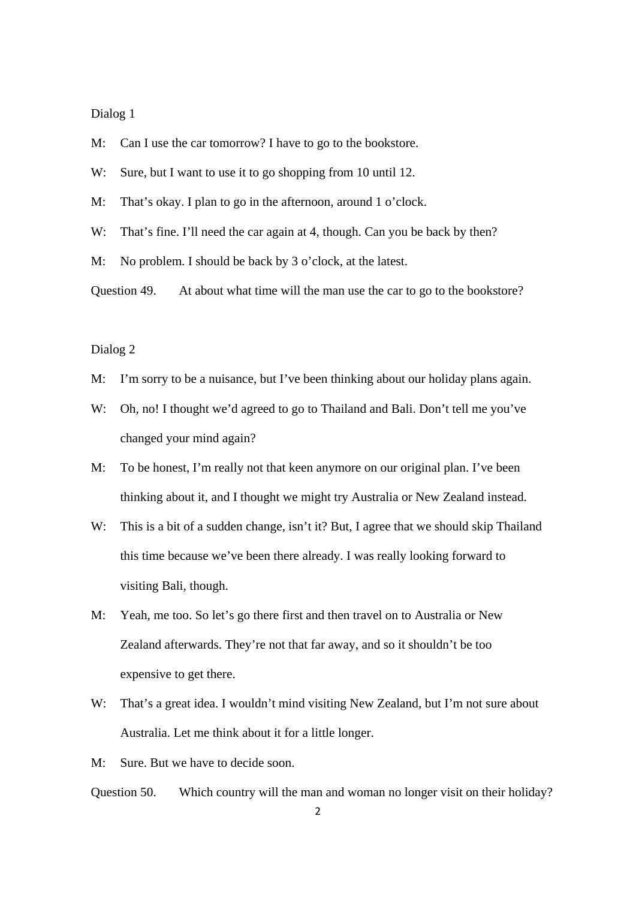Dialog 1

M: Can I use the car tomorrow? I have to go to the bookstore.

W: Sure, but I want to use it to go shopping from 10 until 12.

M: That's okay. I plan to go in the afternoon, around 1 o'clock.

W: That's fine. I'll need the car again at 4, though. Can you be back by then?

M: No problem. I should be back by 3 o'clock, at the latest.

Question 49. At about what time will the man use the car to go to the bookstore?

Dialog 2

M: I'm sorry to be a nuisance, but I've been thinking about our holiday plans again.

W: Oh, no! I thought we'd agreed to go to Thailand and Bali. Don't tell me you've changed your mind again?

M: To be honest, I'm really not that keen anymore on our original plan. I've been thinking about it, and I thought we might try Australia or New Zealand instead.

W: This is a bit of a sudden change, isn't it? But, I agree that we should skip Thailand this time because we've been there already. I was really looking forward to visiting Bali, though.

M: Yeah, me too. So let's go there first and then travel on to Australia or New Zealand afterwards. They're not that far away, and so it shouldn't be too expensive to get there.

W: That's a great idea. I wouldn't mind visiting New Zealand, but I'm not sure about Australia. Let me think about it for a little longer.

M: Sure. But we have to decide soon.

Question 50. Which country will the man and woman no longer visit on their holiday?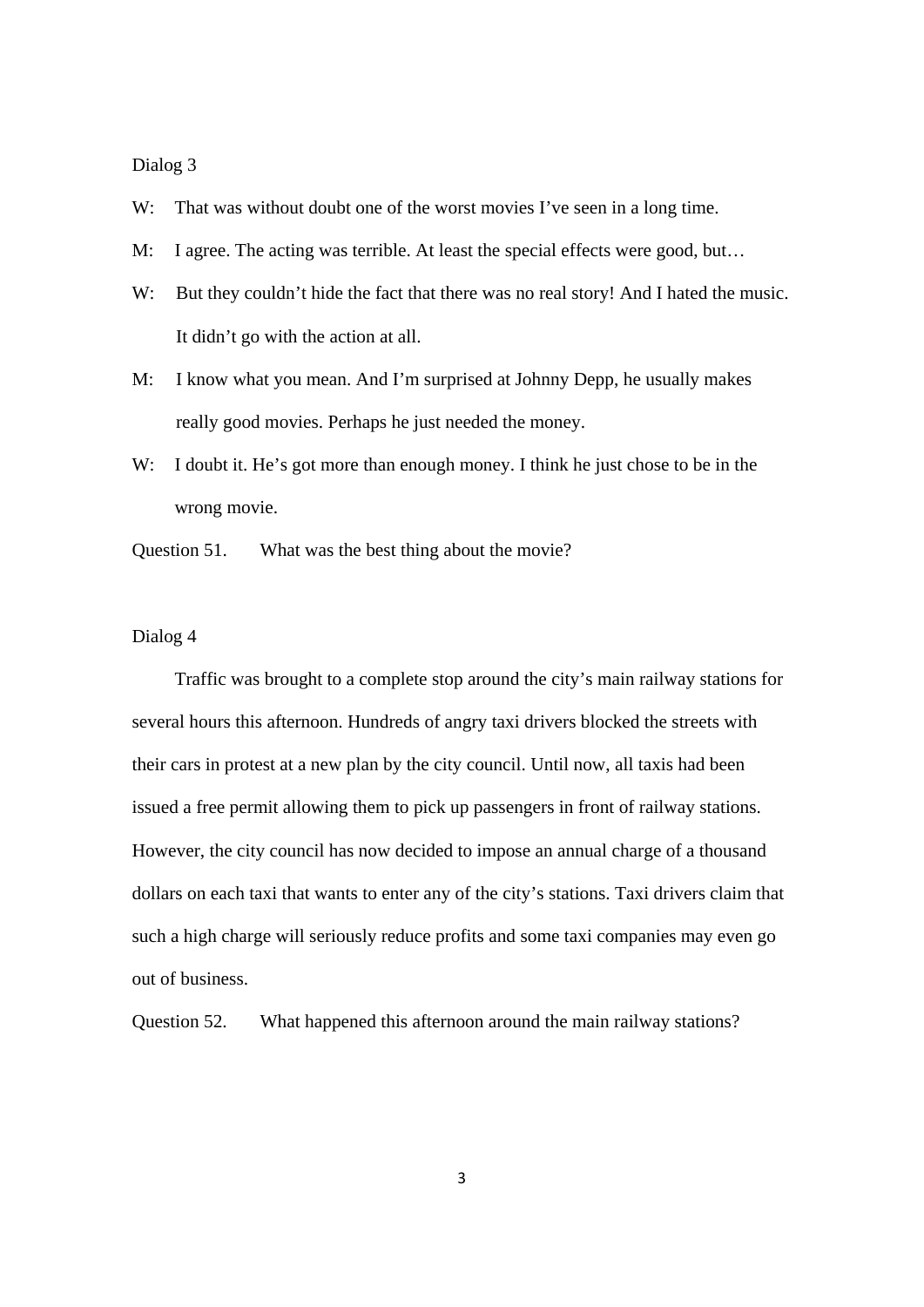Dialog 3

W: That was without doubt one of the worst movies I've seen in a long time.

M: I agree. The acting was terrible. At least the special effects were good, but…

W: But they couldn't hide the fact that there was no real story! And I hated the music. It didn't go with the action at all.

M: I know what you mean. And I'm surprised at Johnny Depp, he usually makes really good movies. Perhaps he just needed the money.

W: I doubt it. He's got more than enough money. I think he just chose to be in the wrong movie.

Question 51. What was the best thing about the movie?

Dialog 4

Traffic was brought to a complete stop around the city's main railway stations for several hours this afternoon. Hundreds of angry taxi drivers blocked the streets with their cars in protest at a new plan by the city council. Until now, all taxis had been issued a free permit allowing them to pick up passengers in front of railway stations. However, the city council has now decided to impose an annual charge of a thousand dollars on each taxi that wants to enter any of the city's stations. Taxi drivers claim that such a high charge will seriously reduce profits and some taxi companies may even go out of business.

Question 52. What happened this afternoon around the main railway stations?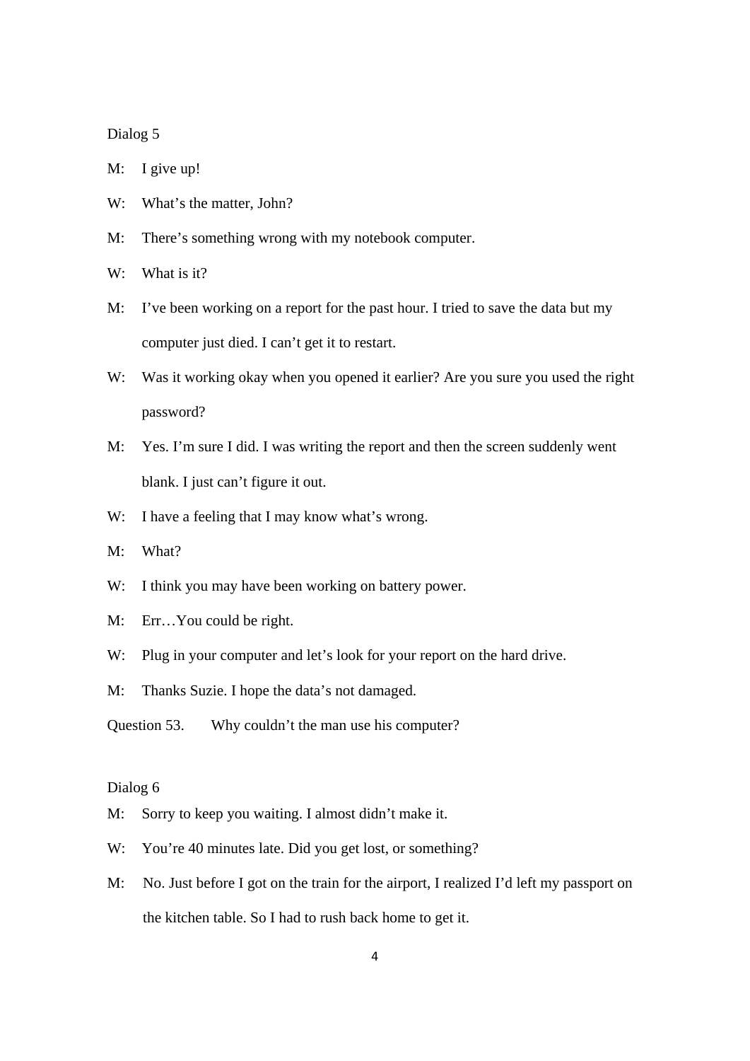Dialog 5

M: I give up!

W: What's the matter, John?

M: There's something wrong with my notebook computer.

W: What is it?

M: I've been working on a report for the past hour. I tried to save the data but my computer just died. I can't get it to restart.

W: Was it working okay when you opened it earlier? Are you sure you used the right password?

M: Yes. I'm sure I did. I was writing the report and then the screen suddenly went blank. I just can't figure it out.

W: I have a feeling that I may know what's wrong.

M: What?

W: I think you may have been working on battery power.

M: Err…You could be right.

W: Plug in your computer and let's look for your report on the hard drive.

M: Thanks Suzie. I hope the data's not damaged.

Question 53. Why couldn't the man use his computer?

Dialog 6

M: Sorry to keep you waiting. I almost didn't make it.

W: You're 40 minutes late. Did you get lost, or something?

M: No. Just before I got on the train for the airport, I realized I'd left my passport on the kitchen table. So I had to rush back home to get it.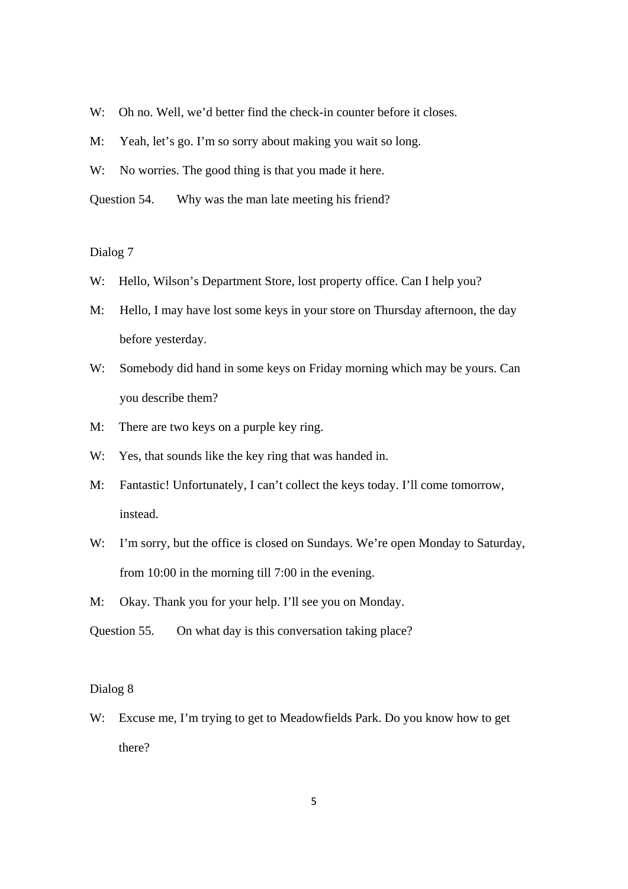W: Oh no. Well, we'd better find the check-in counter before it closes.

M: Yeah, let's go. I'm so sorry about making you wait so long.

W: No worries. The good thing is that you made it here.

Question 54. Why was the man late meeting his friend?

Dialog 7

W: Hello, Wilson's Department Store, lost property office. Can I help you?

M: Hello, I may have lost some keys in your store on Thursday afternoon, the day before yesterday.

W: Somebody did hand in some keys on Friday morning which may be yours. Can you describe them?

M: There are two keys on a purple key ring.

W: Yes, that sounds like the key ring that was handed in.

M: Fantastic! Unfortunately, I can't collect the keys today. I'll come tomorrow, instead.

W: I'm sorry, but the office is closed on Sundays. We're open Monday to Saturday, from 10:00 in the morning till 7:00 in the evening.

M: Okay. Thank you for your help. I'll see you on Monday.

Question 55. On what day is this conversation taking place?

Dialog 8

W: Excuse me, I'm trying to get to Meadowfields Park. Do you know how to get there?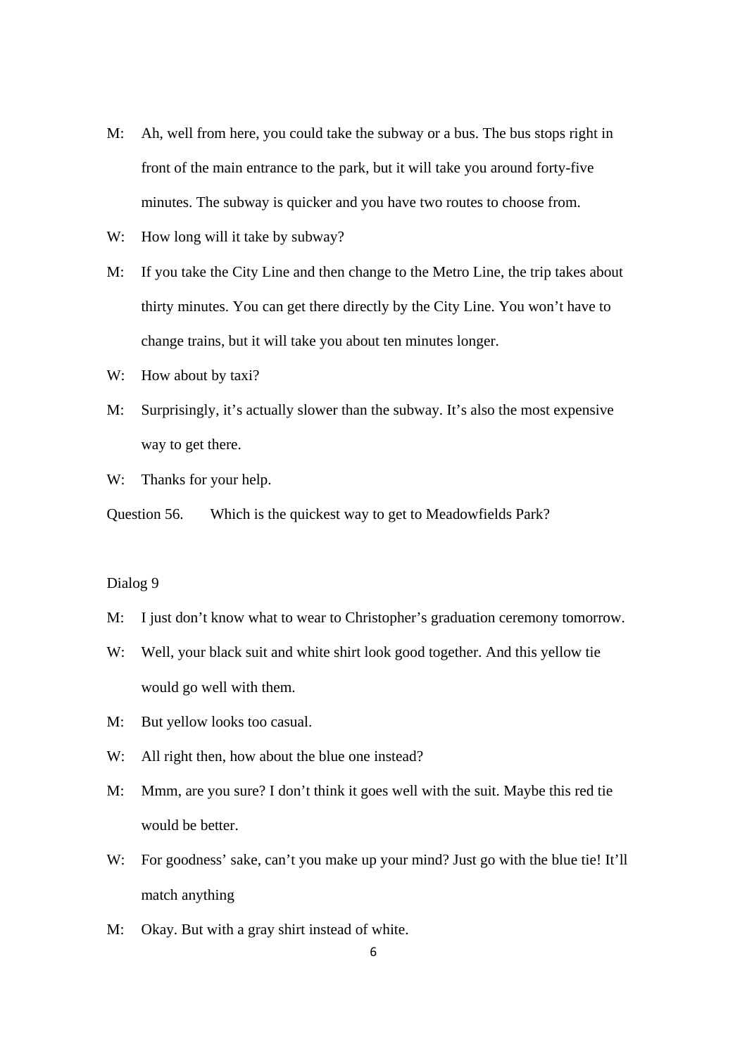M: Ah, well from here, you could take the subway or a bus. The bus stops right in front of the main entrance to the park, but it will take you around forty-five minutes. The subway is quicker and you have two routes to choose from.

W: How long will it take by subway?

M: If you take the City Line and then change to the Metro Line, the trip takes about thirty minutes. You can get there directly by the City Line. You won't have to change trains, but it will take you about ten minutes longer.

W: How about by taxi?

M: Surprisingly, it's actually slower than the subway. It's also the most expensive way to get there.

W: Thanks for your help.

Question 56. Which is the quickest way to get to Meadowfields Park?

Dialog 9

M: I just don't know what to wear to Christopher's graduation ceremony tomorrow.

W: Well, your black suit and white shirt look good together. And this yellow tie would go well with them.

M: But yellow looks too casual.

W: All right then, how about the blue one instead?

M: Mmm, are you sure? I don't think it goes well with the suit. Maybe this red tie would be better.

W: For goodness' sake, can't you make up your mind? Just go with the blue tie! It'll match anything

M: Okay. But with a gray shirt instead of white.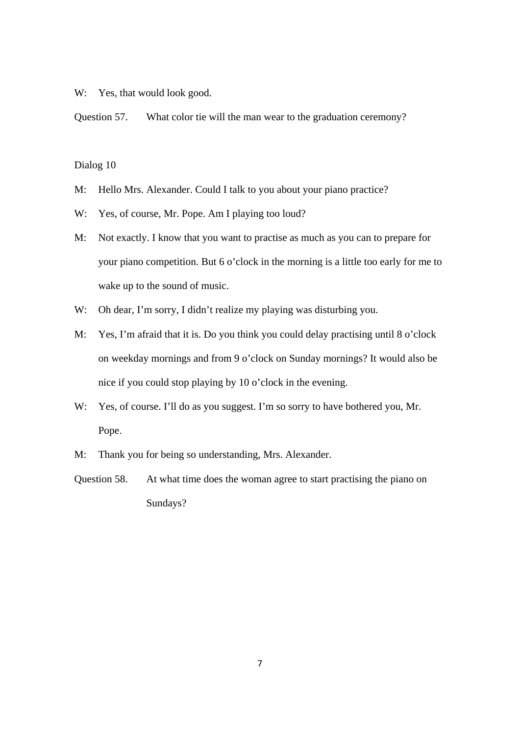W: Yes, that would look good.

Question 57. What color tie will the man wear to the graduation ceremony?

Dialog 10

M: Hello Mrs. Alexander. Could I talk to you about your piano practice?

W: Yes, of course, Mr. Pope. Am I playing too loud?

M: Not exactly. I know that you want to practise as much as you can to prepare for your piano competition. But 6 o'clock in the morning is a little too early for me to wake up to the sound of music.

W: Oh dear, I'm sorry, I didn't realize my playing was disturbing you.

M: Yes, I'm afraid that it is. Do you think you could delay practising until 8 o'clock on weekday mornings and from 9 o'clock on Sunday mornings? It would also be nice if you could stop playing by 10 o'clock in the evening.

W: Yes, of course. I'll do as you suggest. I'm so sorry to have bothered you, Mr. Pope.

M: Thank you for being so understanding, Mrs. Alexander.

Question 58. At what time does the woman agree to start practising the piano on Sundays?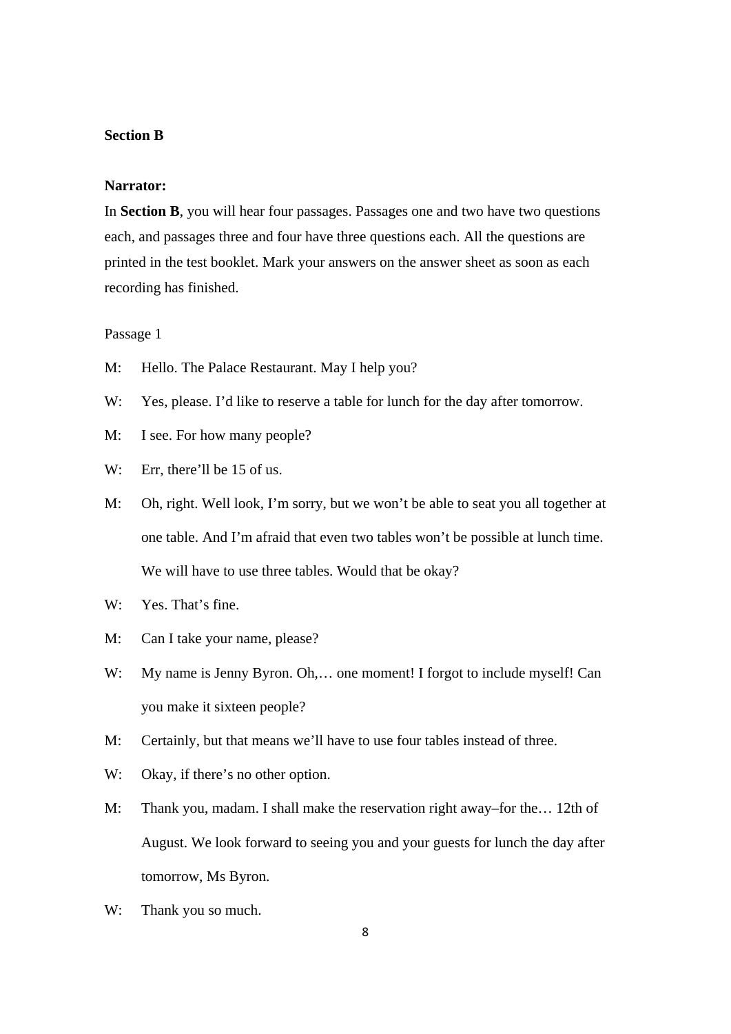**Section B**

**Narrator:**

In **Section B**, you will hear four passages. Passages one and two have two questions each, and passages three and four have three questions each. All the questions are printed in the test booklet. Mark your answers on the answer sheet as soon as each recording has finished.

Passage 1

M: Hello. The Palace Restaurant. May I help you?

W: Yes, please. I'd like to reserve a table for lunch for the day after tomorrow.

M: I see. For how many people?

W: Err, there'll be 15 of us.

M: Oh, right. Well look, I'm sorry, but we won't be able to seat you all together at one table. And I'm afraid that even two tables won't be possible at lunch time. We will have to use three tables. Would that be okay?

W: Yes. That's fine.

M: Can I take your name, please?

W: My name is Jenny Byron. Oh,… one moment! I forgot to include myself! Can you make it sixteen people?

M: Certainly, but that means we'll have to use four tables instead of three.

W: Okay, if there's no other option.

M: Thank you, madam. I shall make the reservation right away–for the… 12th of August. We look forward to seeing you and your guests for lunch the day after tomorrow, Ms Byron.

W: Thank you so much.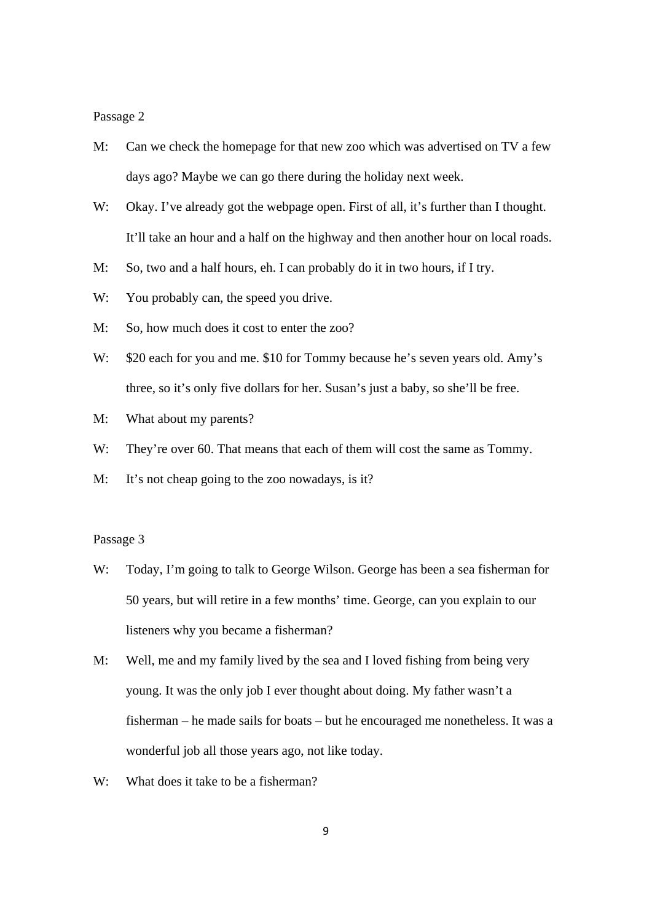Passage 2

M: Can we check the homepage for that new zoo which was advertised on TV a few days ago? Maybe we can go there during the holiday next week.

W: Okay. I've already got the webpage open. First of all, it's further than I thought. It'll take an hour and a half on the highway and then another hour on local roads.

M: So, two and a half hours, eh. I can probably do it in two hours, if I try.

W: You probably can, the speed you drive.

M: So, how much does it cost to enter the zoo?

W: $20 each for you and me. $10 for Tommy because he's seven years old. Amy's three, so it's only five dollars for her. Susan's just a baby, so she'll be free.

M: What about my parents?

W: They're over 60. That means that each of them will cost the same as Tommy.

M: It's not cheap going to the zoo nowadays, is it?

Passage 3

W: Today, I'm going to talk to George Wilson. George has been a sea fisherman for 50 years, but will retire in a few months' time. George, can you explain to our listeners why you became a fisherman?

M: Well, me and my family lived by the sea and I loved fishing from being very young. It was the only job I ever thought about doing. My father wasn't a fisherman – he made sails for boats – but he encouraged me nonetheless. It was a wonderful job all those years ago, not like today.

W: What does it take to be a fisherman?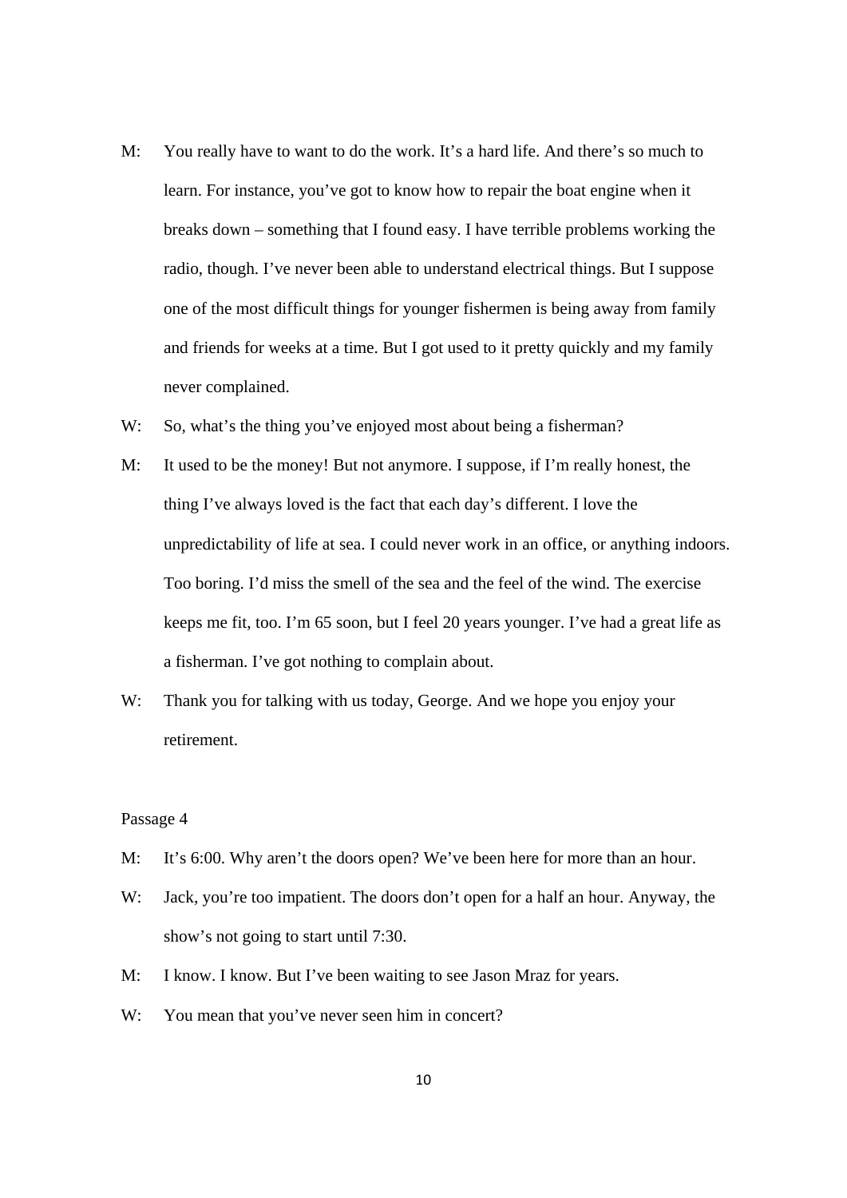M: You really have to want to do the work. It's a hard life. And there's so much to learn. For instance, you've got to know how to repair the boat engine when it breaks down – something that I found easy. I have terrible problems working the radio, though. I've never been able to understand electrical things. But I suppose one of the most difficult things for younger fishermen is being away from family and friends for weeks at a time. But I got used to it pretty quickly and my family never complained.

W: So, what's the thing you've enjoyed most about being a fisherman?

M: It used to be the money! But not anymore. I suppose, if I'm really honest, the thing I've always loved is the fact that each day's different. I love the unpredictability of life at sea. I could never work in an office, or anything indoors. Too boring. I'd miss the smell of the sea and the feel of the wind. The exercise keeps me fit, too. I'm 65 soon, but I feel 20 years younger. I've had a great life as a fisherman. I've got nothing to complain about.

W: Thank you for talking with us today, George. And we hope you enjoy your retirement.

Passage 4

M: It's 6:00. Why aren't the doors open? We've been here for more than an hour.

W: Jack, you're too impatient. The doors don't open for a half an hour. Anyway, the show's not going to start until 7:30.

M: I know. I know. But I've been waiting to see Jason Mraz for years.

W: You mean that you've never seen him in concert?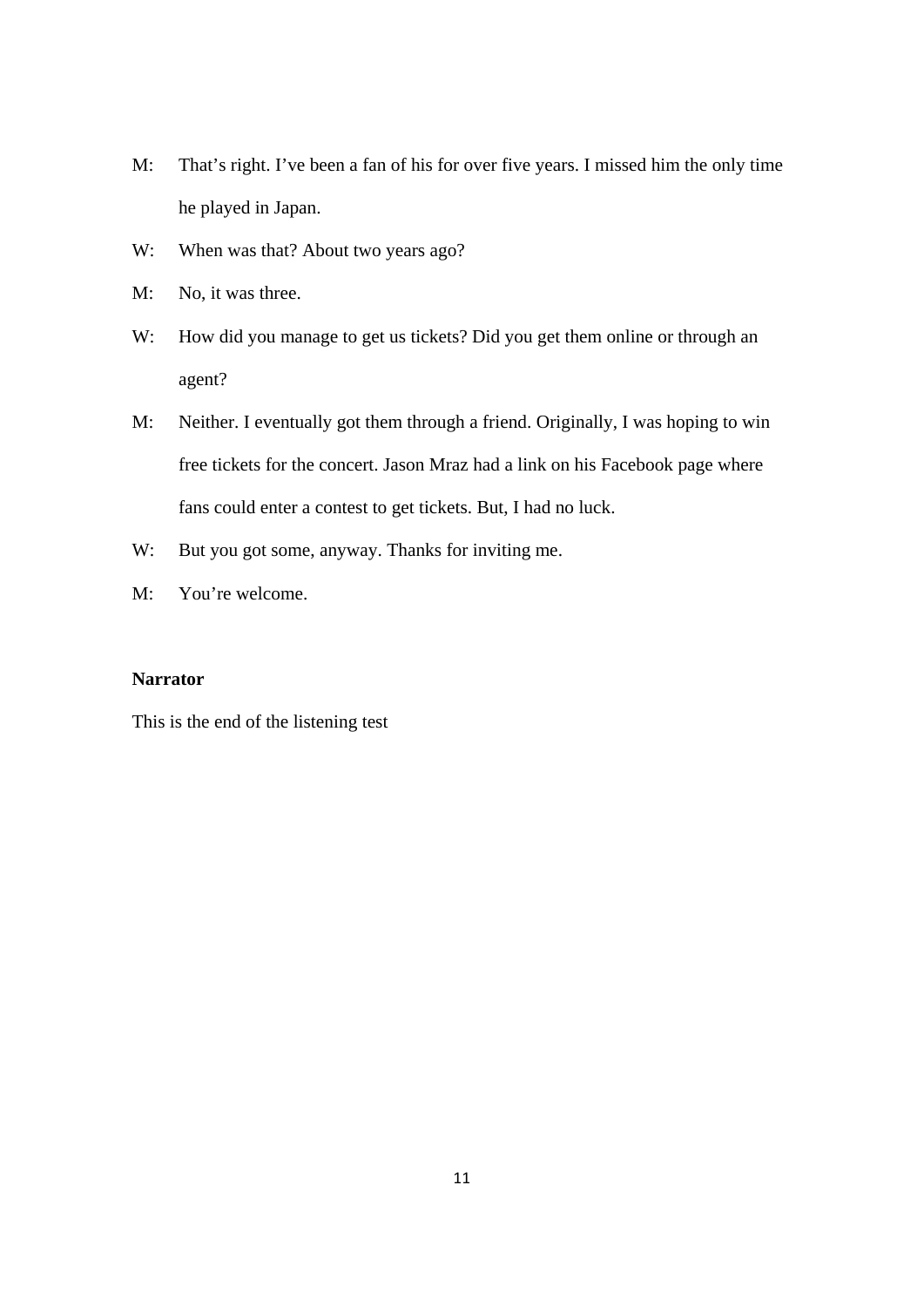M: That's right. I've been a fan of his for over five years. I missed him the only time he played in Japan.

W: When was that? About two years ago?

M: No, it was three.

W: How did you manage to get us tickets? Did you get them online or through an agent?

M: Neither. I eventually got them through a friend. Originally, I was hoping to win free tickets for the concert. Jason Mraz had a link on his Facebook page where fans could enter a contest to get tickets. But, I had no luck.

W: But you got some, anyway. Thanks for inviting me.

M: You're welcome.

**Narrator**

This is the end of the listening test